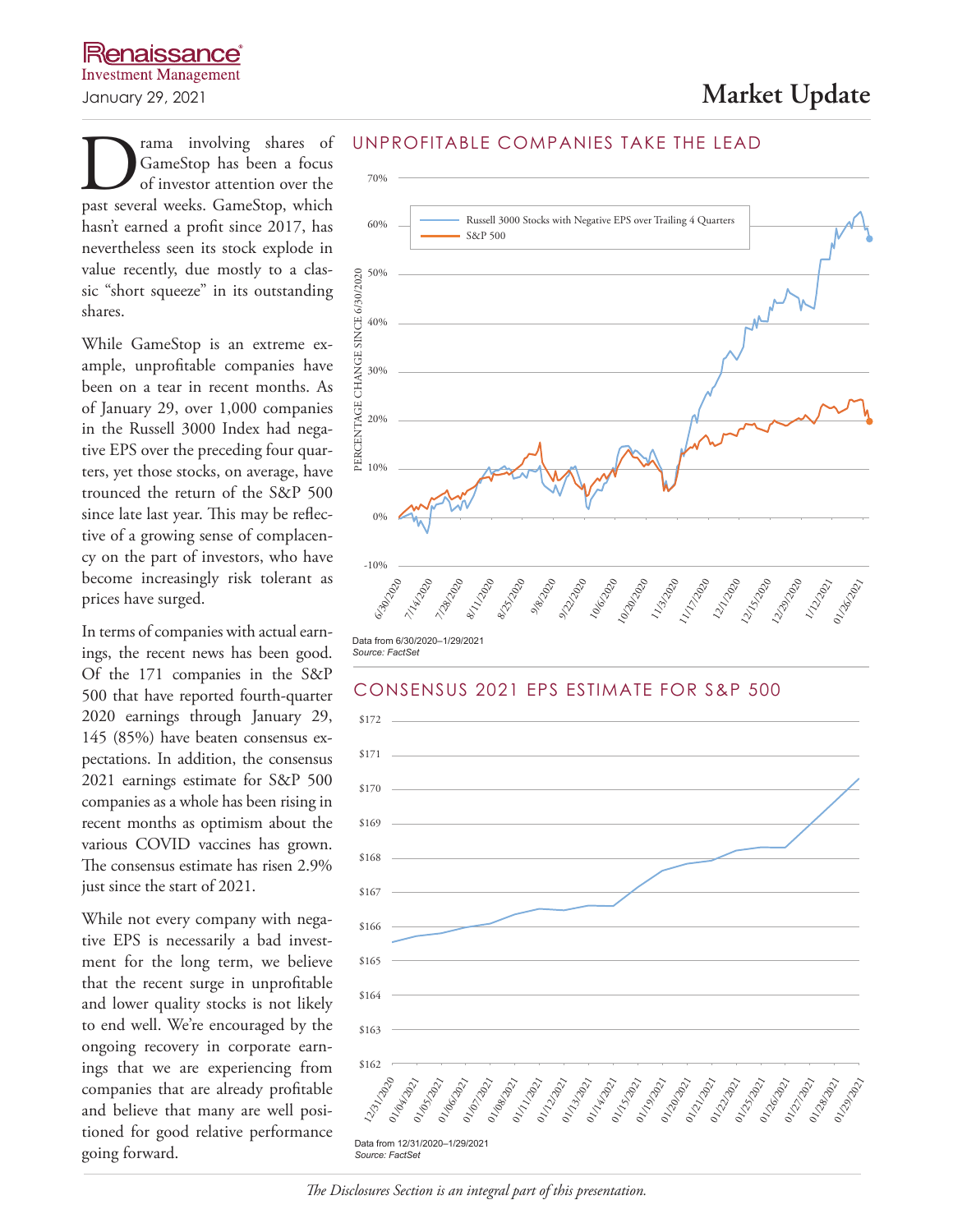Renaissance Investment Management

January 29, 2021

# Market Update

Drama involving shares of GameStop has been a focus of investor attention over the past several weeks. GameStop, which hasn't earned a profit since 2017, has nevertheless seen its stock explode in value recently, due mostly to a classic "short squeeze" in its outstanding shares.

While GameStop is an extreme example, unprofitable companies have been on a tear in recent months. As of January 29, over 1,000 companies in the Russell 3000 Index had negative EPS over the preceding four quarters, yet those stocks, on average, have trounced the return of the S&P 500 since late last year. This may be reflective of a growing sense of complacency on the part of investors, who have become increasingly risk tolerant as prices have surged.

In terms of companies with actual earnings, the recent news has been good. Of the 171 companies in the S&P 500 that have reported fourth-quarter 2020 earnings through January 29, 145 (85%) have beaten consensus expectations. In addition, the consensus 2021 earnings estimate for S&P 500 companies as a whole has been rising in recent months as optimism about the various COVID vaccines has grown. The consensus estimate has risen 2.9% just since the start of 2021.

While not every company with negative EPS is necessarily a bad investment for the long term, we believe that the recent surge in unprofitable and lower quality stocks is not likely to end well. We're encouraged by the ongoing recovery in corporate earnings that we are experiencing from companies that are already profitable and believe that many are well positioned for good relative performance going forward.

## UNPROFITABLE COMPANIES TAKE THE LEAD

Data from 6/30/2020–1/29/2021
*Source: FactSet*

## CONSENSUS 2021 EPS ESTIMATE FOR S&P 500

Data from 12/31/2020–1/29/2021
*Source: FactSet*

*The Disclosures Section is an integral part of this presentation.*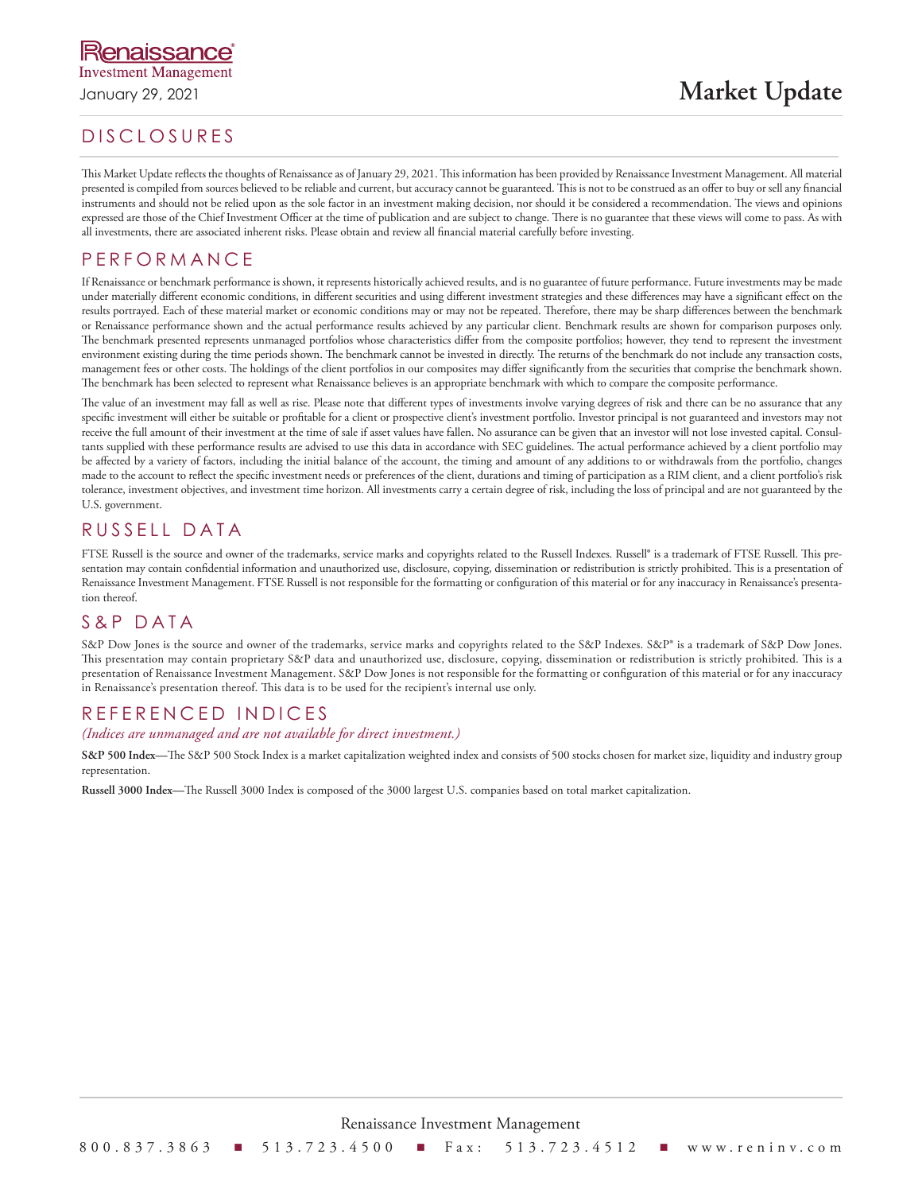# DISCLOSURES

This Market Update reflects the thoughts of Renaissance as of January 29, 2021. This information has been provided by Renaissance Investment Management. All material presented is compiled from sources believed to be reliable and current, but accuracy cannot be guaranteed. This is not to be construed as an offer to buy or sell any financial instruments and should not be relied upon as the sole factor in an investment making decision, nor should it be considered a recommendation. The views and opinions expressed are those of the Chief Investment Officer at the time of publication and are subject to change. There is no guarantee that these views will come to pass. As with all investments, there are associated inherent risks. Please obtain and review all financial material carefully before investing.

# PERFORMANCE

If Renaissance or benchmark performance is shown, it represents historically achieved results, and is no guarantee of future performance. Future investments may be made under materially different economic conditions, in different securities and using different investment strategies and these differences may have a significant effect on the results portrayed. Each of these material market or economic conditions may or may not be repeated. Therefore, there may be sharp differences between the benchmark or Renaissance performance shown and the actual performance results achieved by any particular client. Benchmark results are shown for comparison purposes only. The benchmark presented represents unmanaged portfolios whose characteristics differ from the composite portfolios; however, they tend to represent the investment environment existing during the time periods shown. The benchmark cannot be invested in directly. The returns of the benchmark do not include any transaction costs, management fees or other costs. The holdings of the client portfolios in our composites may differ significantly from the securities that comprise the benchmark shown. The benchmark has been selected to represent what Renaissance believes is an appropriate benchmark with which to compare the composite performance.

The value of an investment may fall as well as rise. Please note that different types of investments involve varying degrees of risk and there can be no assurance that any specific investment will either be suitable or profitable for a client or prospective client's investment portfolio. Investor principal is not guaranteed and investors may not receive the full amount of their investment at the time of sale if asset values have fallen. No assurance can be given that an investor will not lose invested capital. Consultants supplied with these performance results are advised to use this data in accordance with SEC guidelines. The actual performance achieved by a client portfolio may be affected by a variety of factors, including the initial balance of the account, the timing and amount of any additions to or withdrawals from the portfolio, changes made to the account to reflect the specific investment needs or preferences of the client, durations and timing of participation as a RIM client, and a client portfolio's risk tolerance, investment objectives, and investment time horizon. All investments carry a certain degree of risk, including the loss of principal and are not guaranteed by the U.S. government.

# RUSSELL DATA

FTSE Russell is the source and owner of the trademarks, service marks and copyrights related to the Russell Indexes. Russell® is a trademark of FTSE Russell. This presentation may contain confidential information and unauthorized use, disclosure, copying, dissemination or redistribution is strictly prohibited. This is a presentation of Renaissance Investment Management. FTSE Russell is not responsible for the formatting or configuration of this material or for any inaccuracy in Renaissance's presentation thereof.

# S&P DATA

S&P Dow Jones is the source and owner of the trademarks, service marks and copyrights related to the S&P Indexes. S&P® is a trademark of S&P Dow Jones. This presentation may contain proprietary S&P data and unauthorized use, disclosure, copying, dissemination or redistribution is strictly prohibited. This is a presentation of Renaissance Investment Management. S&P Dow Jones is not responsible for the formatting or configuration of this material or for any inaccuracy in Renaissance's presentation thereof. This data is to be used for the recipient's internal use only.

# REFERENCED INDICES

*(Indices are unmanaged and are not available for direct investment.)*

**S&P 500 Index**—The S&P 500 Stock Index is a market capitalization weighted index and consists of 500 stocks chosen for market size, liquidity and industry group representation.

**Russell 3000 Index**—The Russell 3000 Index is composed of the 3000 largest U.S. companies based on total market capitalization.